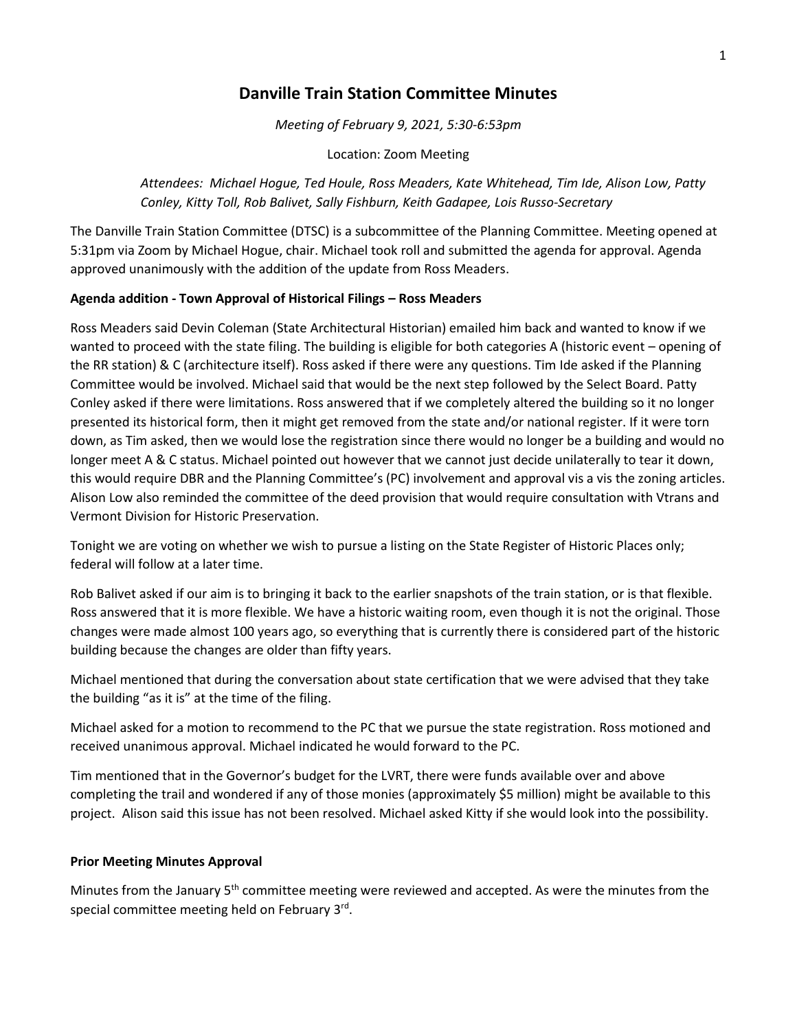# Danville Train Station Committee Minutes

*Meeting of February 9, 2021, 5:30-6:53pm*

Location: Zoom Meeting

*Attendees: Michael Hogue, Ted Houle, Ross Meaders, Kate Whitehead, Tim Ide, Alison Low, Patty Conley, Kitty Toll, Rob Balivet, Sally Fishburn, Keith Gadapee, Lois Russo-Secretary*

The Danville Train Station Committee (DTSC) is a subcommittee of the Planning Committee. Meeting opened at 5:31pm via Zoom by Michael Hogue, chair. Michael took roll and submitted the agenda for approval. Agenda approved unanimously with the addition of the update from Ross Meaders.

**Agenda addition - Town Approval of Historical Filings – Ross Meaders**

Ross Meaders said Devin Coleman (State Architectural Historian) emailed him back and wanted to know if we wanted to proceed with the state filing. The building is eligible for both categories A (historic event – opening of the RR station) & C (architecture itself). Ross asked if there were any questions. Tim Ide asked if the Planning Committee would be involved. Michael said that would be the next step followed by the Select Board. Patty Conley asked if there were limitations. Ross answered that if we completely altered the building so it no longer presented its historical form, then it might get removed from the state and/or national register. If it were torn down, as Tim asked, then we would lose the registration since there would no longer be a building and would no longer meet A & C status. Michael pointed out however that we cannot just decide unilaterally to tear it down, this would require DBR and the Planning Committee's (PC) involvement and approval vis a vis the zoning articles. Alison Low also reminded the committee of the deed provision that would require consultation with Vtrans and Vermont Division for Historic Preservation.

Tonight we are voting on whether we wish to pursue a listing on the State Register of Historic Places only; federal will follow at a later time.

Rob Balivet asked if our aim is to bringing it back to the earlier snapshots of the train station, or is that flexible. Ross answered that it is more flexible. We have a historic waiting room, even though it is not the original. Those changes were made almost 100 years ago, so everything that is currently there is considered part of the historic building because the changes are older than fifty years.

Michael mentioned that during the conversation about state certification that we were advised that they take the building "as it is" at the time of the filing.

Michael asked for a motion to recommend to the PC that we pursue the state registration. Ross motioned and received unanimous approval. Michael indicated he would forward to the PC.

Tim mentioned that in the Governor's budget for the LVRT, there were funds available over and above completing the trail and wondered if any of those monies (approximately $5 million) might be available to this project. Alison said this issue has not been resolved. Michael asked Kitty if she would look into the possibility.

**Prior Meeting Minutes Approval**

Minutes from the January 5th committee meeting were reviewed and accepted. As were the minutes from the special committee meeting held on February 3rd.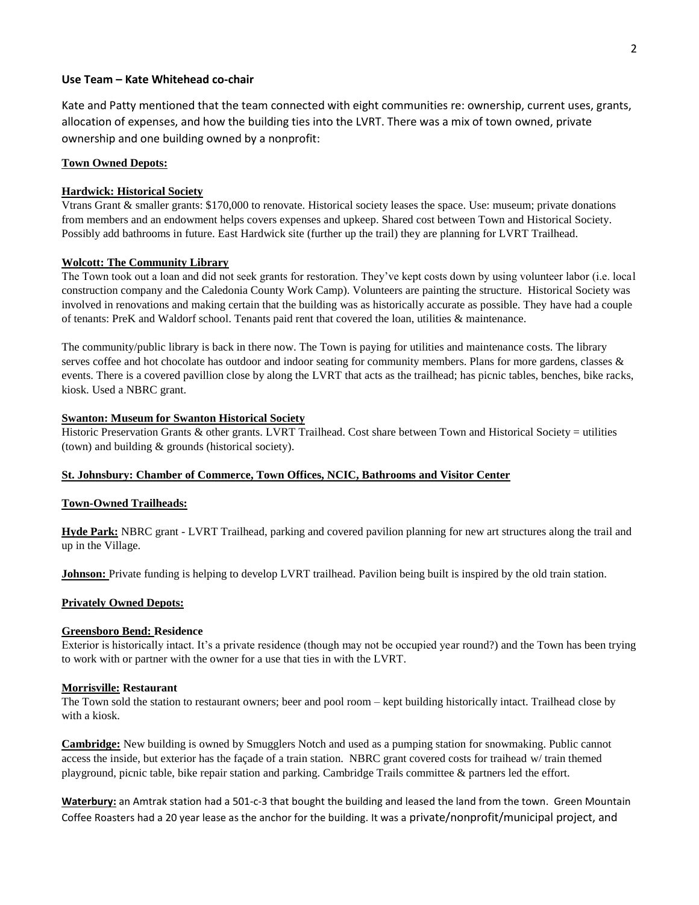## Use Team – Kate Whitehead co-chair

Kate and Patty mentioned that the team connected with eight communities re: ownership, current uses, grants, allocation of expenses, and how the building ties into the LVRT. There was a mix of town owned, private ownership and one building owned by a nonprofit:

**Town Owned Depots:**

**Hardwick: Historical Society**

Vtrans Grant & smaller grants: $170,000 to renovate. Historical society leases the space. Use: museum; private donations from members and an endowment helps covers expenses and upkeep. Shared cost between Town and Historical Society. Possibly add bathrooms in future. East Hardwick site (further up the trail) they are planning for LVRT Trailhead.

**Wolcott: The Community Library**

The Town took out a loan and did not seek grants for restoration. They've kept costs down by using volunteer labor (i.e. local construction company and the Caledonia County Work Camp). Volunteers are painting the structure. Historical Society was involved in renovations and making certain that the building was as historically accurate as possible. They have had a couple of tenants: PreK and Waldorf school. Tenants paid rent that covered the loan, utilities & maintenance.

The community/public library is back in there now. The Town is paying for utilities and maintenance costs. The library serves coffee and hot chocolate has outdoor and indoor seating for community members. Plans for more gardens, classes & events. There is a covered pavillion close by along the LVRT that acts as the trailhead; has picnic tables, benches, bike racks, kiosk. Used a NBRC grant.

**Swanton: Museum for Swanton Historical Society**

Historic Preservation Grants & other grants. LVRT Trailhead. Cost share between Town and Historical Society = utilities (town) and building & grounds (historical society).

**St. Johnsbury: Chamber of Commerce, Town Offices, NCIC, Bathrooms and Visitor Center**

**Town-Owned Trailheads:**

**Hyde Park:** NBRC grant - LVRT Trailhead, parking and covered pavilion planning for new art structures along the trail and up in the Village.

**Johnson:** Private funding is helping to develop LVRT trailhead. Pavilion being built is inspired by the old train station.

**Privately Owned Depots:**

**Greensboro Bend: Residence**

Exterior is historically intact. It's a private residence (though may not be occupied year round?) and the Town has been trying to work with or partner with the owner for a use that ties in with the LVRT.

**Morrisville: Restaurant**

The Town sold the station to restaurant owners; beer and pool room – kept building historically intact. Trailhead close by with a kiosk.

**Cambridge:** New building is owned by Smugglers Notch and used as a pumping station for snowmaking. Public cannot access the inside, but exterior has the façade of a train station. NBRC grant covered costs for traihead w/ train themed playground, picnic table, bike repair station and parking. Cambridge Trails committee & partners led the effort.

**Waterbury:** an Amtrak station had a 501-c-3 that bought the building and leased the land from the town. Green Mountain Coffee Roasters had a 20 year lease as the anchor for the building. It was a private/nonprofit/municipal project, and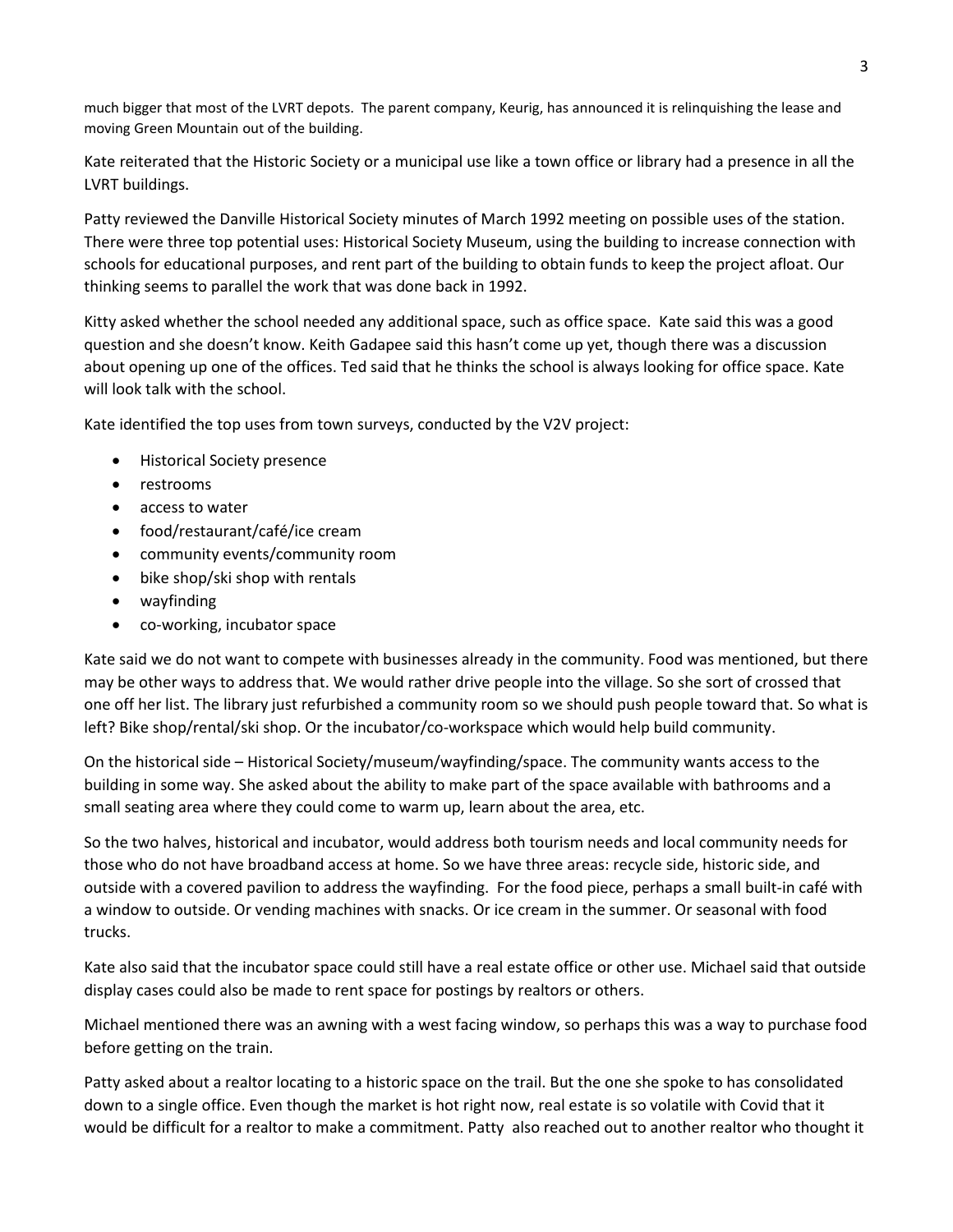much bigger that most of the LVRT depots. The parent company, Keurig, has announced it is relinquishing the lease and moving Green Mountain out of the building.

Kate reiterated that the Historic Society or a municipal use like a town office or library had a presence in all the LVRT buildings.

Patty reviewed the Danville Historical Society minutes of March 1992 meeting on possible uses of the station. There were three top potential uses: Historical Society Museum, using the building to increase connection with schools for educational purposes, and rent part of the building to obtain funds to keep the project afloat. Our thinking seems to parallel the work that was done back in 1992.

Kitty asked whether the school needed any additional space, such as office space. Kate said this was a good question and she doesn't know. Keith Gadapee said this hasn't come up yet, though there was a discussion about opening up one of the offices. Ted said that he thinks the school is always looking for office space. Kate will look talk with the school.

Kate identified the top uses from town surveys, conducted by the V2V project:

- Historical Society presence
- restrooms
- access to water
- food/restaurant/café/ice cream
- community events/community room
- bike shop/ski shop with rentals
- wayfinding
- co-working, incubator space

Kate said we do not want to compete with businesses already in the community. Food was mentioned, but there may be other ways to address that. We would rather drive people into the village. So she sort of crossed that one off her list. The library just refurbished a community room so we should push people toward that. So what is left? Bike shop/rental/ski shop. Or the incubator/co-workspace which would help build community.

On the historical side – Historical Society/museum/wayfinding/space. The community wants access to the building in some way. She asked about the ability to make part of the space available with bathrooms and a small seating area where they could come to warm up, learn about the area, etc.

So the two halves, historical and incubator, would address both tourism needs and local community needs for those who do not have broadband access at home. So we have three areas: recycle side, historic side, and outside with a covered pavilion to address the wayfinding. For the food piece, perhaps a small built-in café with a window to outside. Or vending machines with snacks. Or ice cream in the summer. Or seasonal with food trucks.

Kate also said that the incubator space could still have a real estate office or other use. Michael said that outside display cases could also be made to rent space for postings by realtors or others.

Michael mentioned there was an awning with a west facing window, so perhaps this was a way to purchase food before getting on the train.

Patty asked about a realtor locating to a historic space on the trail. But the one she spoke to has consolidated down to a single office. Even though the market is hot right now, real estate is so volatile with Covid that it would be difficult for a realtor to make a commitment. Patty also reached out to another realtor who thought it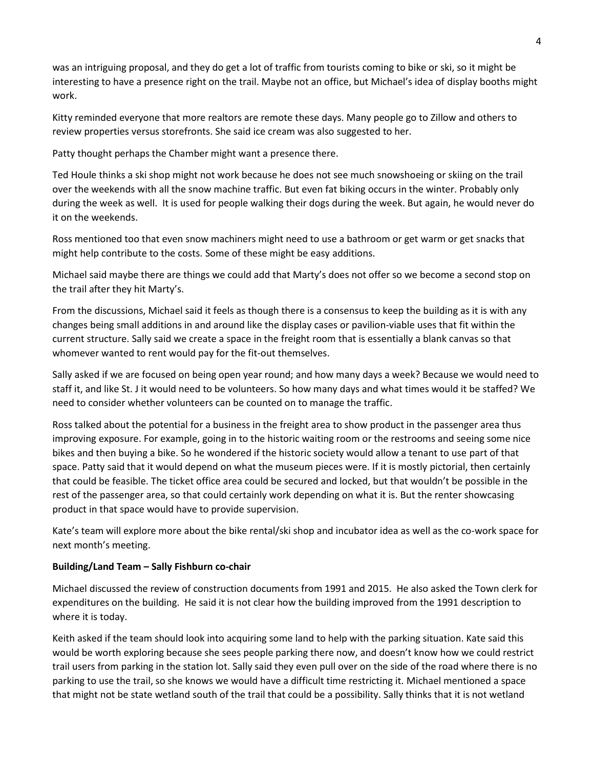was an intriguing proposal, and they do get a lot of traffic from tourists coming to bike or ski, so it might be interesting to have a presence right on the trail. Maybe not an office, but Michael's idea of display booths might work.

Kitty reminded everyone that more realtors are remote these days. Many people go to Zillow and others to review properties versus storefronts. She said ice cream was also suggested to her.

Patty thought perhaps the Chamber might want a presence there.

Ted Houle thinks a ski shop might not work because he does not see much snowshoeing or skiing on the trail over the weekends with all the snow machine traffic. But even fat biking occurs in the winter. Probably only during the week as well. It is used for people walking their dogs during the week. But again, he would never do it on the weekends.

Ross mentioned too that even snow machiners might need to use a bathroom or get warm or get snacks that might help contribute to the costs. Some of these might be easy additions.

Michael said maybe there are things we could add that Marty's does not offer so we become a second stop on the trail after they hit Marty's.

From the discussions, Michael said it feels as though there is a consensus to keep the building as it is with any changes being small additions in and around like the display cases or pavilion-viable uses that fit within the current structure. Sally said we create a space in the freight room that is essentially a blank canvas so that whomever wanted to rent would pay for the fit-out themselves.

Sally asked if we are focused on being open year round; and how many days a week? Because we would need to staff it, and like St. J it would need to be volunteers. So how many days and what times would it be staffed? We need to consider whether volunteers can be counted on to manage the traffic.

Ross talked about the potential for a business in the freight area to show product in the passenger area thus improving exposure. For example, going in to the historic waiting room or the restrooms and seeing some nice bikes and then buying a bike. So he wondered if the historic society would allow a tenant to use part of that space. Patty said that it would depend on what the museum pieces were. If it is mostly pictorial, then certainly that could be feasible. The ticket office area could be secured and locked, but that wouldn't be possible in the rest of the passenger area, so that could certainly work depending on what it is. But the renter showcasing product in that space would have to provide supervision.

Kate's team will explore more about the bike rental/ski shop and incubator idea as well as the co-work space for next month's meeting.

**Building/Land Team – Sally Fishburn co-chair**

Michael discussed the review of construction documents from 1991 and 2015. He also asked the Town clerk for expenditures on the building. He said it is not clear how the building improved from the 1991 description to where it is today.

Keith asked if the team should look into acquiring some land to help with the parking situation. Kate said this would be worth exploring because she sees people parking there now, and doesn't know how we could restrict trail users from parking in the station lot. Sally said they even pull over on the side of the road where there is no parking to use the trail, so she knows we would have a difficult time restricting it. Michael mentioned a space that might not be state wetland south of the trail that could be a possibility. Sally thinks that it is not wetland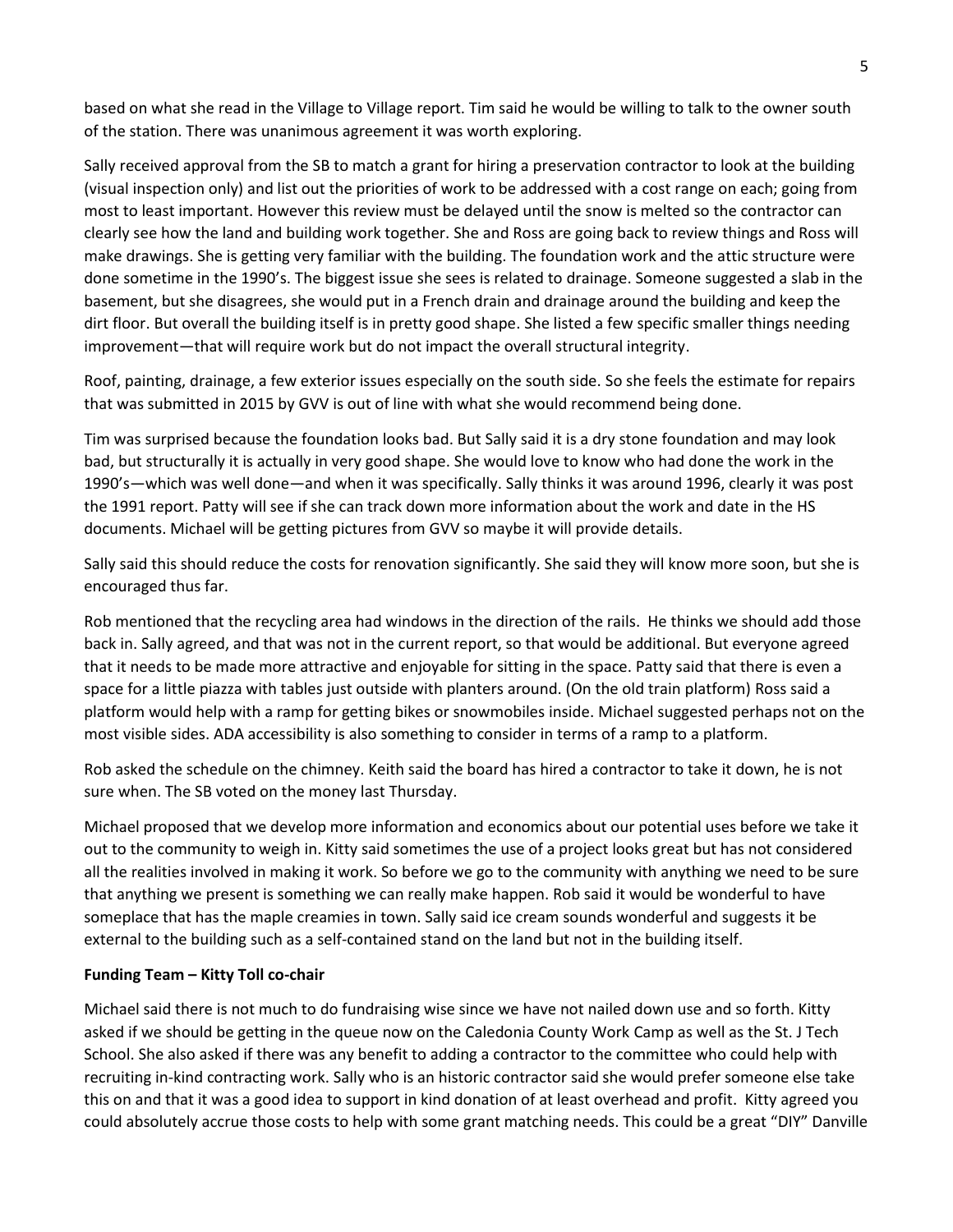based on what she read in the Village to Village report. Tim said he would be willing to talk to the owner south of the station. There was unanimous agreement it was worth exploring.

Sally received approval from the SB to match a grant for hiring a preservation contractor to look at the building (visual inspection only) and list out the priorities of work to be addressed with a cost range on each; going from most to least important. However this review must be delayed until the snow is melted so the contractor can clearly see how the land and building work together. She and Ross are going back to review things and Ross will make drawings. She is getting very familiar with the building. The foundation work and the attic structure were done sometime in the 1990's. The biggest issue she sees is related to drainage. Someone suggested a slab in the basement, but she disagrees, she would put in a French drain and drainage around the building and keep the dirt floor. But overall the building itself is in pretty good shape. She listed a few specific smaller things needing improvement—that will require work but do not impact the overall structural integrity.

Roof, painting, drainage, a few exterior issues especially on the south side. So she feels the estimate for repairs that was submitted in 2015 by GVV is out of line with what she would recommend being done.

Tim was surprised because the foundation looks bad. But Sally said it is a dry stone foundation and may look bad, but structurally it is actually in very good shape. She would love to know who had done the work in the 1990's—which was well done—and when it was specifically. Sally thinks it was around 1996, clearly it was post the 1991 report. Patty will see if she can track down more information about the work and date in the HS documents. Michael will be getting pictures from GVV so maybe it will provide details.

Sally said this should reduce the costs for renovation significantly. She said they will know more soon, but she is encouraged thus far.

Rob mentioned that the recycling area had windows in the direction of the rails. He thinks we should add those back in. Sally agreed, and that was not in the current report, so that would be additional. But everyone agreed that it needs to be made more attractive and enjoyable for sitting in the space. Patty said that there is even a space for a little piazza with tables just outside with planters around. (On the old train platform) Ross said a platform would help with a ramp for getting bikes or snowmobiles inside. Michael suggested perhaps not on the most visible sides. ADA accessibility is also something to consider in terms of a ramp to a platform.

Rob asked the schedule on the chimney. Keith said the board has hired a contractor to take it down, he is not sure when. The SB voted on the money last Thursday.

Michael proposed that we develop more information and economics about our potential uses before we take it out to the community to weigh in. Kitty said sometimes the use of a project looks great but has not considered all the realities involved in making it work. So before we go to the community with anything we need to be sure that anything we present is something we can really make happen. Rob said it would be wonderful to have someplace that has the maple creamies in town. Sally said ice cream sounds wonderful and suggests it be external to the building such as a self-contained stand on the land but not in the building itself.

**Funding Team – Kitty Toll co-chair**

Michael said there is not much to do fundraising wise since we have not nailed down use and so forth. Kitty asked if we should be getting in the queue now on the Caledonia County Work Camp as well as the St. J Tech School. She also asked if there was any benefit to adding a contractor to the committee who could help with recruiting in-kind contracting work. Sally who is an historic contractor said she would prefer someone else take this on and that it was a good idea to support in kind donation of at least overhead and profit. Kitty agreed you could absolutely accrue those costs to help with some grant matching needs. This could be a great "DIY" Danville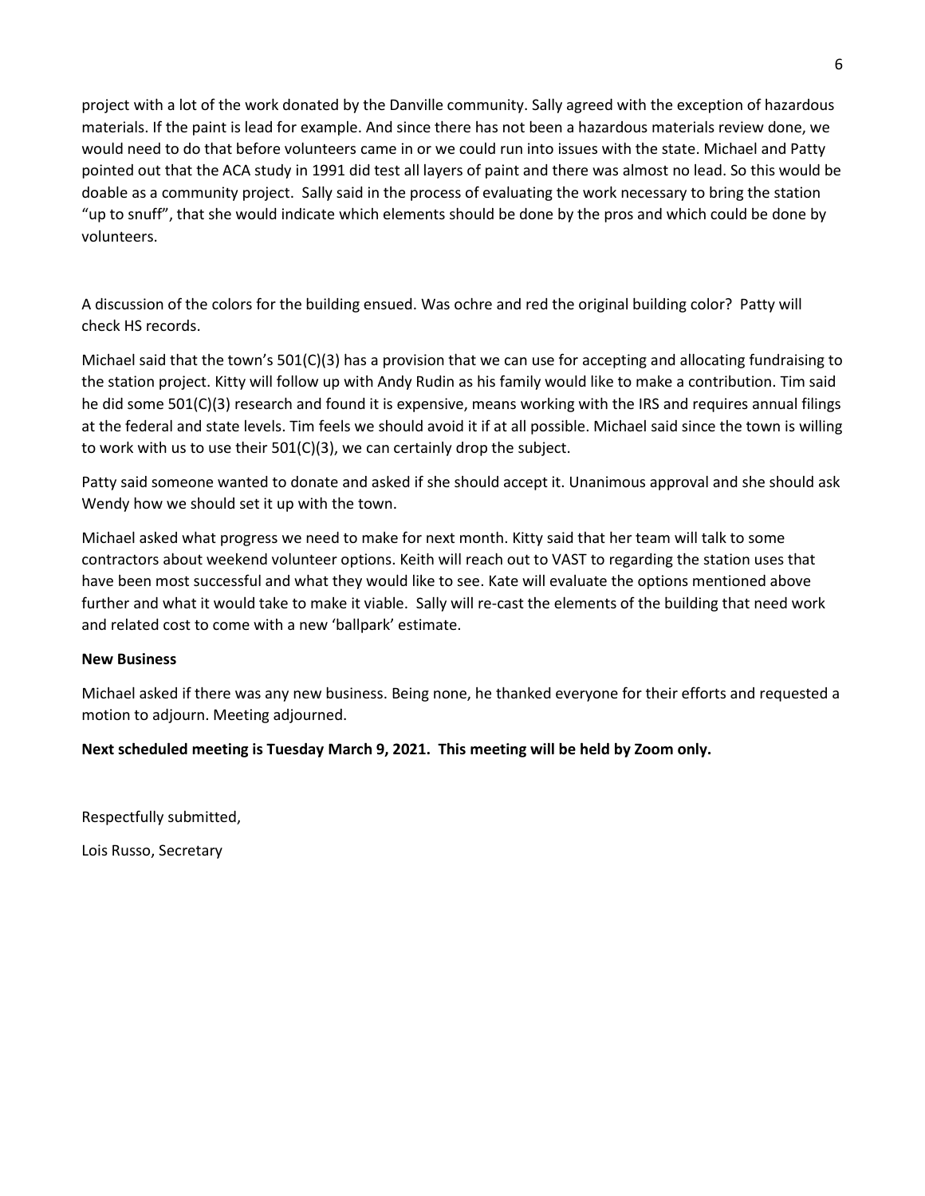project with a lot of the work donated by the Danville community. Sally agreed with the exception of hazardous materials. If the paint is lead for example. And since there has not been a hazardous materials review done, we would need to do that before volunteers came in or we could run into issues with the state. Michael and Patty pointed out that the ACA study in 1991 did test all layers of paint and there was almost no lead. So this would be doable as a community project. Sally said in the process of evaluating the work necessary to bring the station "up to snuff", that she would indicate which elements should be done by the pros and which could be done by volunteers.

A discussion of the colors for the building ensued. Was ochre and red the original building color? Patty will check HS records.

Michael said that the town's 501(C)(3) has a provision that we can use for accepting and allocating fundraising to the station project. Kitty will follow up with Andy Rudin as his family would like to make a contribution. Tim said he did some 501(C)(3) research and found it is expensive, means working with the IRS and requires annual filings at the federal and state levels. Tim feels we should avoid it if at all possible. Michael said since the town is willing to work with us to use their 501(C)(3), we can certainly drop the subject.

Patty said someone wanted to donate and asked if she should accept it. Unanimous approval and she should ask Wendy how we should set it up with the town.

Michael asked what progress we need to make for next month. Kitty said that her team will talk to some contractors about weekend volunteer options. Keith will reach out to VAST to regarding the station uses that have been most successful and what they would like to see. Kate will evaluate the options mentioned above further and what it would take to make it viable. Sally will re-cast the elements of the building that need work and related cost to come with a new 'ballpark' estimate.

**New Business**

Michael asked if there was any new business. Being none, he thanked everyone for their efforts and requested a motion to adjourn. Meeting adjourned.

**Next scheduled meeting is Tuesday March 9, 2021. This meeting will be held by Zoom only.**

Respectfully submitted,

Lois Russo, Secretary